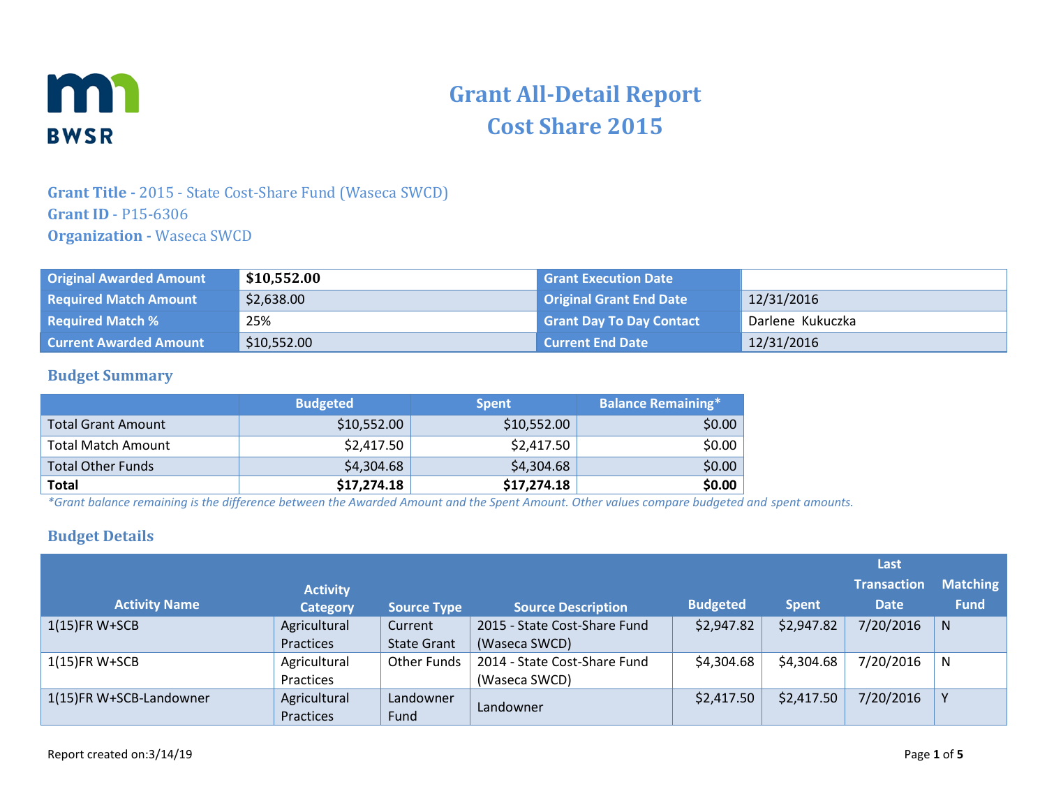# Grant All-Detail Report
# Cost Share 2015

**Grant Title -** 2015 - State Cost-Share Fund (Waseca SWCD)
**Grant ID** - P15-6306
**Organization -** Waseca SWCD

| Original Awarded Amount | **$10,552.00** | Grant Execution Date | |
|---|---|---|---|
| Required Match Amount | $2,638.00 | Original Grant End Date | 12/31/2016 |
| Required Match % | 25% | Grant Day To Day Contact | Darlene Kukuczka |
| Current Awarded Amount | $10,552.00 | Current End Date | 12/31/2016 |

## Budget Summary

| | Budgeted | Spent | Balance Remaining* |
|---|---|---|---|
| Total Grant Amount | $10,552.00 | $10,552.00 | $0.00 |
| Total Match Amount | $2,417.50 | $2,417.50 | $0.00 |
| Total Other Funds | $4,304.68 | $4,304.68 | $0.00 |
| **Total** | **$17,274.18** | **$17,274.18** | **$0.00** |

*\*Grant balance remaining is the difference between the Awarded Amount and the Spent Amount. Other values compare budgeted and spent amounts.*

## Budget Details

| Activity Name | Activity Category | Source Type | Source Description | Budgeted | Spent | Last Transaction Date | Matching Fund |
|---|---|---|---|---|---|---|---|
| 1(15)FR W+SCB | Agricultural Practices | Current State Grant | 2015 - State Cost-Share Fund (Waseca SWCD) | $2,947.82 | $2,947.82 | 7/20/2016 | N |
| 1(15)FR W+SCB | Agricultural Practices | Other Funds | 2014 - State Cost-Share Fund (Waseca SWCD) | $4,304.68 | $4,304.68 | 7/20/2016 | N |
| 1(15)FR W+SCB-Landowner | Agricultural Practices | Landowner Fund | Landowner | $2,417.50 | $2,417.50 | 7/20/2016 | Y |

Report created on:3/14/19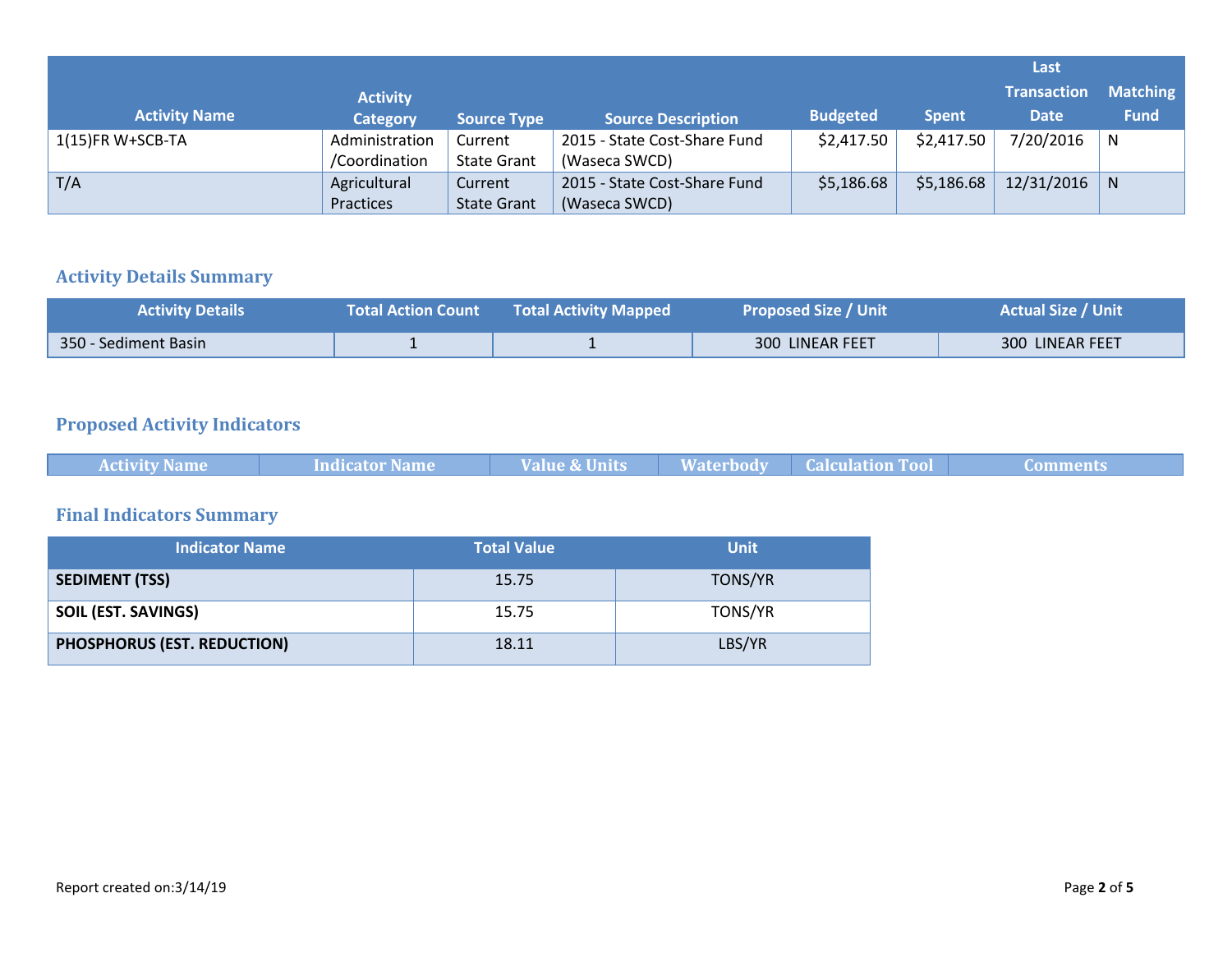| Activity Name | Activity Category | Source Type | Source Description | Budgeted | Spent | Last Transaction Date | Matching Fund |
|---|---|---|---|---|---|---|---|
| 1(15)FR W+SCB-TA | Administration /Coordination | Current State Grant | 2015 - State Cost-Share Fund (Waseca SWCD) | $2,417.50 | $2,417.50 | 7/20/2016 | N |
| T/A | Agricultural Practices | Current State Grant | 2015 - State Cost-Share Fund (Waseca SWCD) | $5,186.68 | $5,186.68 | 12/31/2016 | N |

## Activity Details Summary

| Activity Details | Total Action Count | Total Activity Mapped | Proposed Size / Unit | Actual Size / Unit |
|---|---|---|---|---|
| 350 - Sediment Basin | 1 | 1 | 300 LINEAR FEET | 300 LINEAR FEET |

## Proposed Activity Indicators

| Activity Name | Indicator Name | Value & Units | Waterbody | Calculation Tool | Comments |
|---|---|---|---|---|---|

## Final Indicators Summary

| Indicator Name | Total Value | Unit |
|---|---|---|
| **SEDIMENT (TSS)** | 15.75 | TONS/YR |
| **SOIL (EST. SAVINGS)** | 15.75 | TONS/YR |
| **PHOSPHORUS (EST. REDUCTION)** | 18.11 | LBS/YR |

Report created on:3/14/19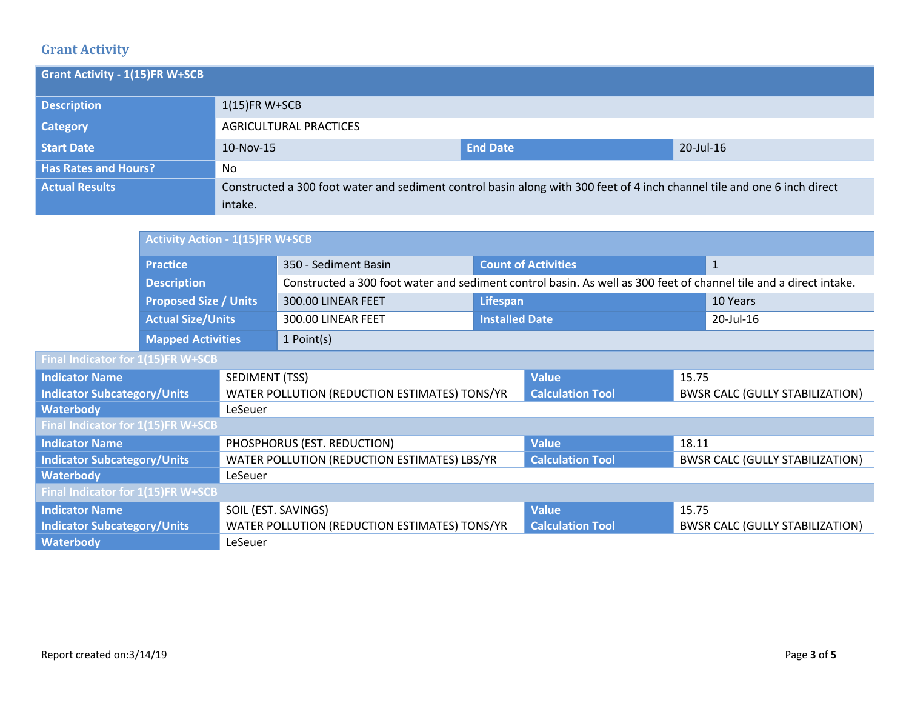## Grant Activity

| Grant Activity - 1(15)FR W+SCB | | | |
|---|---|---|---|
| **Description** | 1(15)FR W+SCB | | |
| **Category** | AGRICULTURAL PRACTICES | | |
| **Start Date** | 10-Nov-15 | **End Date** | 20-Jul-16 |
| **Has Rates and Hours?** | No | | |
| **Actual Results** | Constructed a 300 foot water and sediment control basin along with 300 feet of 4 inch channel tile and one 6 inch direct intake. | | |

| Activity Action - 1(15)FR W+SCB | | | |
|---|---|---|---|
| **Practice** | 350 - Sediment Basin | **Count of Activities** | 1 |
| **Description** | Constructed a 300 foot water and sediment control basin. As well as 300 feet of channel tile and a direct intake. | | |
| **Proposed Size / Units** | 300.00 LINEAR FEET | **Lifespan** | 10 Years |
| **Actual Size/Units** | 300.00 LINEAR FEET | **Installed Date** | 20-Jul-16 |
| **Mapped Activities** | 1 Point(s) | | |

| Final Indicator for 1(15)FR W+SCB | | | |
|---|---|---|---|
| **Indicator Name** | SEDIMENT (TSS) | **Value** | 15.75 |
| **Indicator Subcategory/Units** | WATER POLLUTION (REDUCTION ESTIMATES) TONS/YR | **Calculation Tool** | BWSR CALC (GULLY STABILIZATION) |
| **Waterbody** | LeSeuer | | |

| Final Indicator for 1(15)FR W+SCB | | | |
|---|---|---|---|
| **Indicator Name** | PHOSPHORUS (EST. REDUCTION) | **Value** | 18.11 |
| **Indicator Subcategory/Units** | WATER POLLUTION (REDUCTION ESTIMATES) LBS/YR | **Calculation Tool** | BWSR CALC (GULLY STABILIZATION) |
| **Waterbody** | LeSeuer | | |

| Final Indicator for 1(15)FR W+SCB | | | |
|---|---|---|---|
| **Indicator Name** | SOIL (EST. SAVINGS) | **Value** | 15.75 |
| **Indicator Subcategory/Units** | WATER POLLUTION (REDUCTION ESTIMATES) TONS/YR | **Calculation Tool** | BWSR CALC (GULLY STABILIZATION) |
| **Waterbody** | LeSeuer | | |

Report created on:3/14/19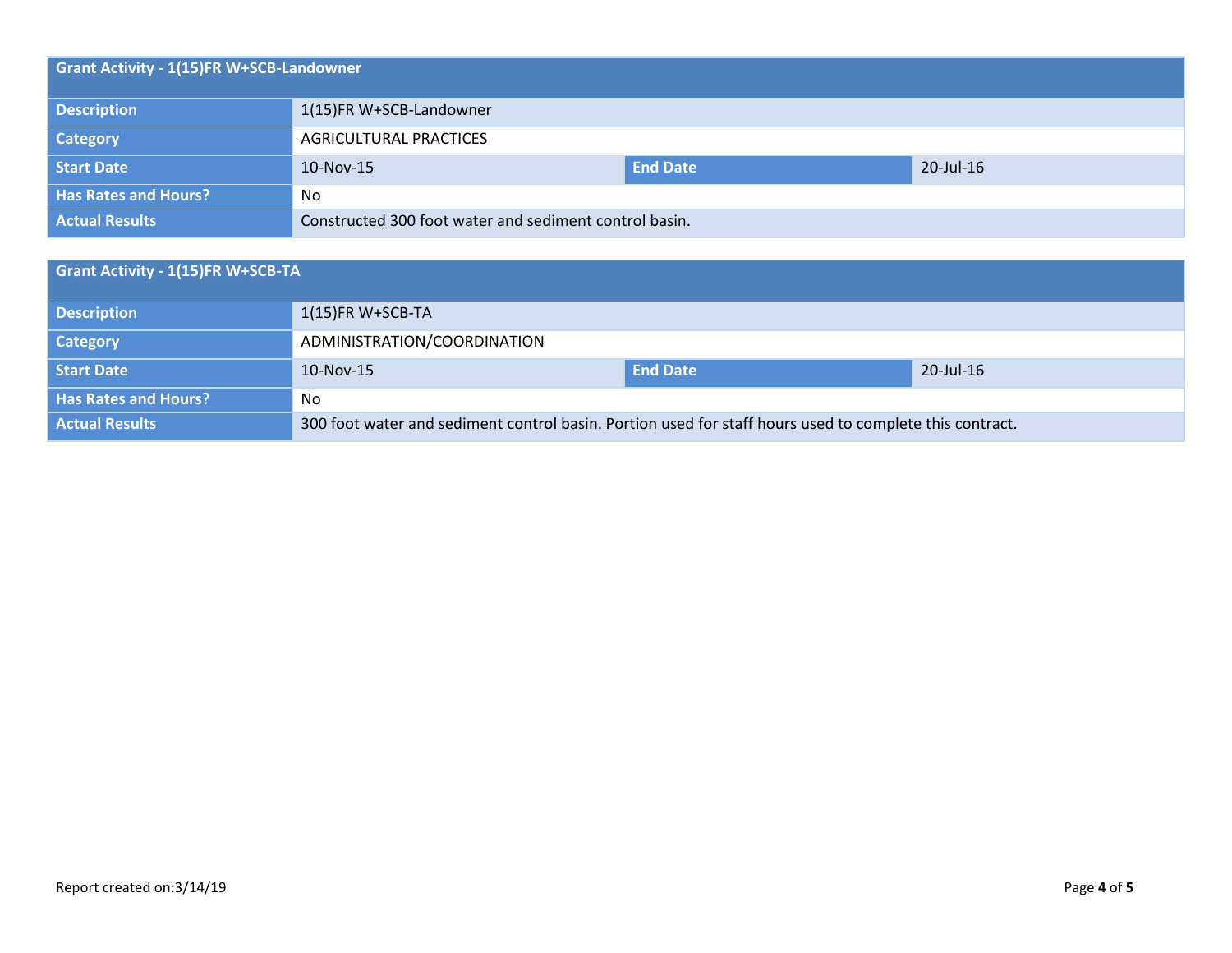| Grant Activity - 1(15)FR W+SCB-Landowner | | | |
|---|---|---|---|
| **Description** | 1(15)FR W+SCB-Landowner | | |
| **Category** | AGRICULTURAL PRACTICES | | |
| **Start Date** | 10-Nov-15 | **End Date** | 20-Jul-16 |
| **Has Rates and Hours?** | No | | |
| **Actual Results** | Constructed 300 foot water and sediment control basin. | | |

| Grant Activity - 1(15)FR W+SCB-TA | | | |
|---|---|---|---|
| **Description** | 1(15)FR W+SCB-TA | | |
| **Category** | ADMINISTRATION/COORDINATION | | |
| **Start Date** | 10-Nov-15 | **End Date** | 20-Jul-16 |
| **Has Rates and Hours?** | No | | |
| **Actual Results** | 300 foot water and sediment control basin. Portion used for staff hours used to complete this contract. | | |

Report created on:3/14/19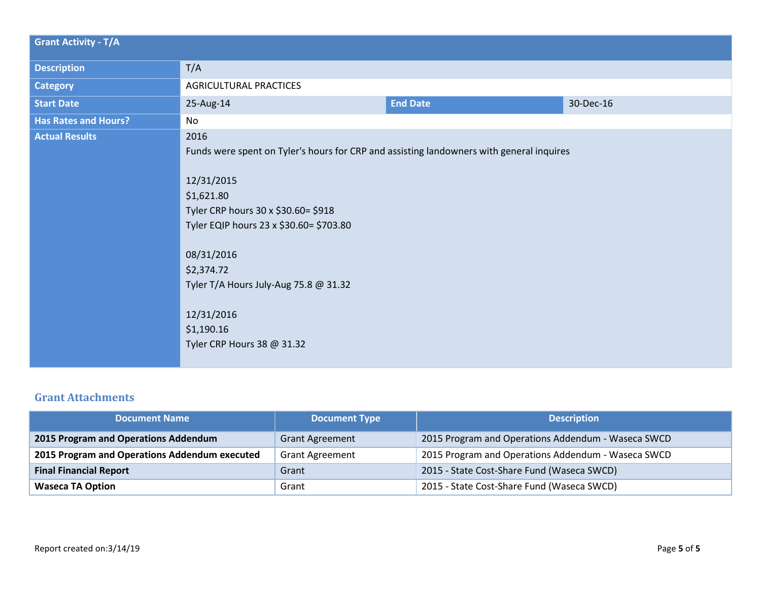| Grant Activity - T/A | | | |
|---|---|---|---|
| **Description** | T/A | | |
| **Category** | AGRICULTURAL PRACTICES | | |
| **Start Date** | 25-Aug-14 | **End Date** | 30-Dec-16 |
| **Has Rates and Hours?** | No | | |
| **Actual Results** | 2016<br>Funds were spent on Tyler's hours for CRP and assisting landowners with general inquires<br><br>12/31/2015<br>$1,621.80<br>Tyler CRP hours 30 x $30.60= $918<br>Tyler EQIP hours 23 x $30.60= $703.80<br><br>08/31/2016<br>$2,374.72<br>Tyler T/A Hours July-Aug 75.8 @ 31.32<br><br>12/31/2016<br>$1,190.16<br>Tyler CRP Hours 38 @ 31.32 | | |

## Grant Attachments

| Document Name | Document Type | Description |
|---|---|---|
| **2015 Program and Operations Addendum** | Grant Agreement | 2015 Program and Operations Addendum - Waseca SWCD |
| **2015 Program and Operations Addendum executed** | Grant Agreement | 2015 Program and Operations Addendum - Waseca SWCD |
| **Final Financial Report** | Grant | 2015 - State Cost-Share Fund (Waseca SWCD) |
| **Waseca TA Option** | Grant | 2015 - State Cost-Share Fund (Waseca SWCD) |

Report created on:3/14/19